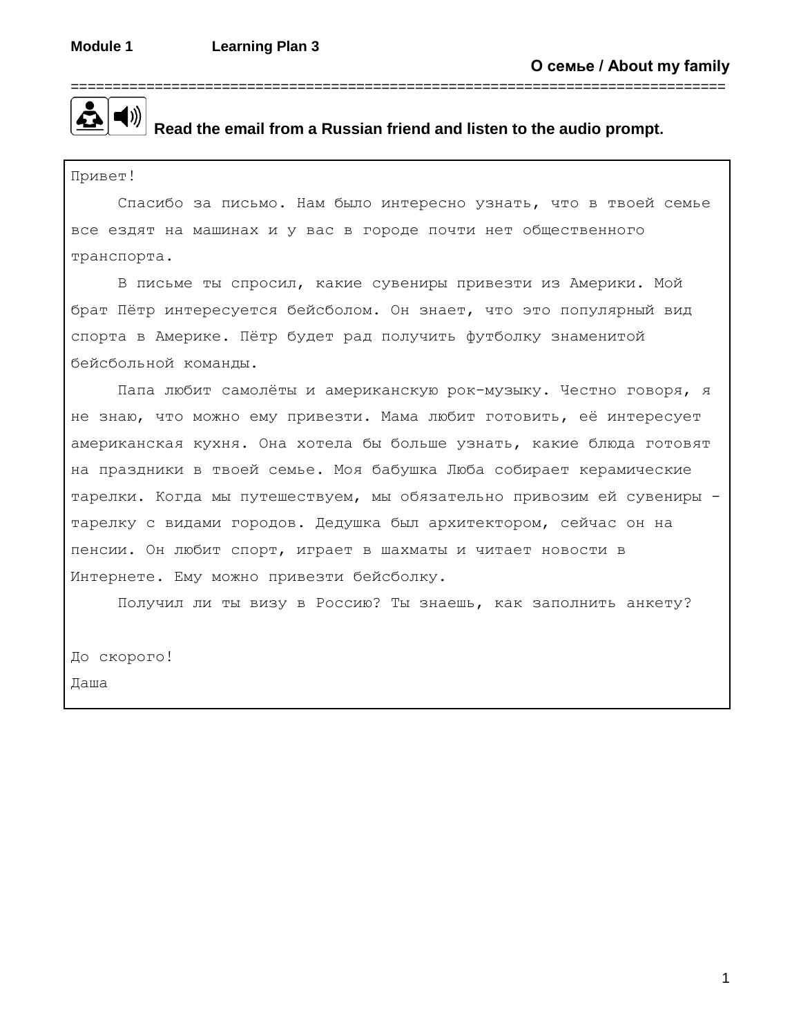**Module 1** **Learning Plan 3**

**О семье / About my family**

**Read the email from a Russian friend and listen to the audio prompt.**

Привет!

Спасибо за письмо. Нам было интересно узнать, что в твоей семье все ездят на машинах и у вас в городе почти нет общественного транспорта.

В письме ты спросил, какие сувениры привезти из Америки. Мой брат Пётр интересуется бейсболом. Он знает, что это популярный вид спорта в Америке. Пётр будет рад получить футболку знаменитой бейсбольной команды.

Папа любит самолёты и американскую рок-музыку. Честно говоря, я не знаю, что можно ему привезти. Мама любит готовить, её интересует американская кухня. Она хотела бы больше узнать, какие блюда готовят на праздники в твоей семье. Моя бабушка Люба собирает керамические тарелки. Когда мы путешествуем, мы обязательно привозим ей сувениры - тарелку с видами городов. Дедушка был архитектором, сейчас он на пенсии. Он любит спорт, играет в шахматы и читает новости в Интернете. Ему можно привезти бейсболку.

Получил ли ты визу в Россию? Ты знаешь, как заполнить анкету?

До скорого!

Даша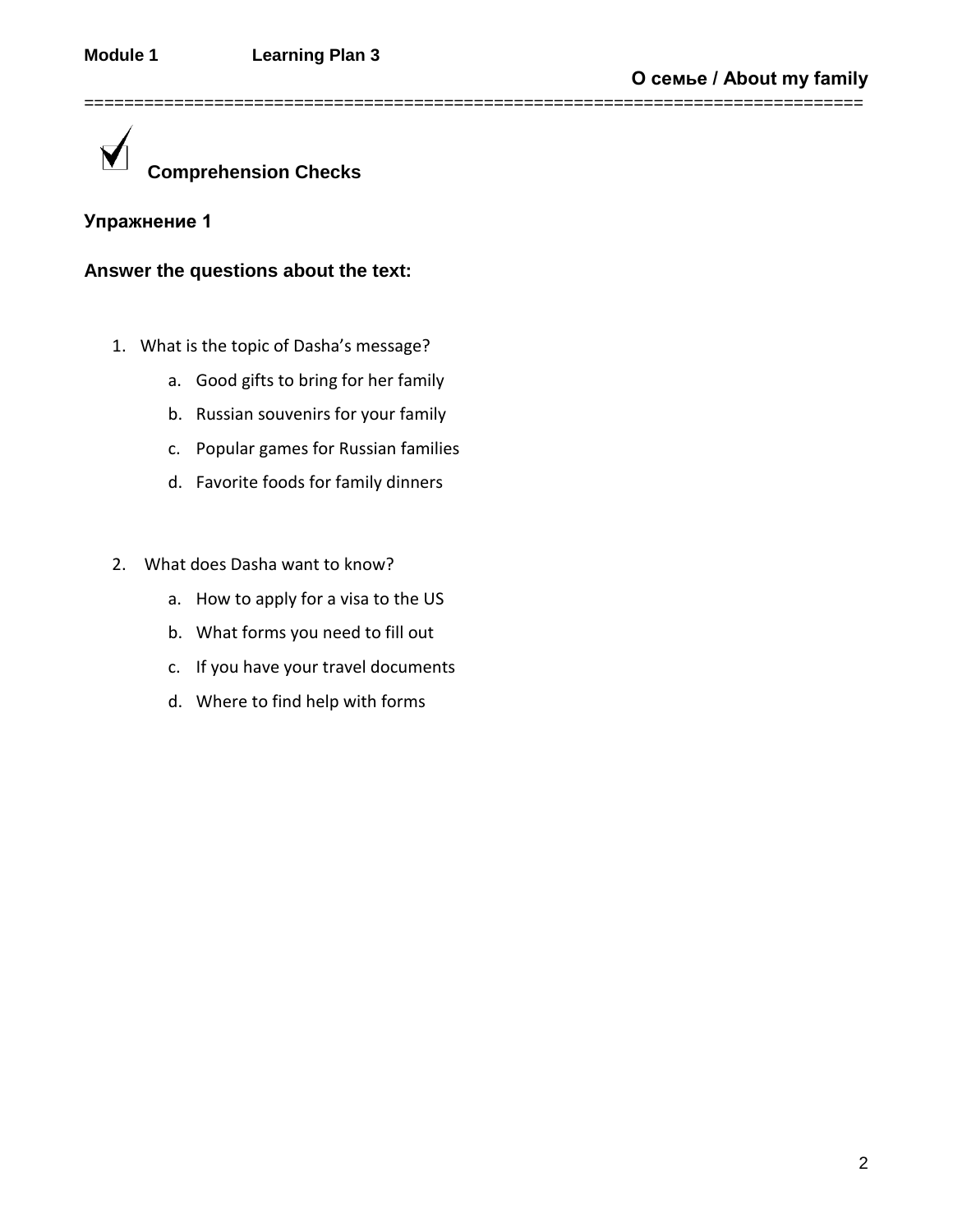## Comprehension Checks

### Упражнение 1

**Answer the questions about the text:**

1. What is the topic of Dasha's message?
   a. Good gifts to bring for her family
   b. Russian souvenirs for your family
   c. Popular games for Russian families
   d. Favorite foods for family dinners

2. What does Dasha want to know?
   a. How to apply for a visa to the US
   b. What forms you need to fill out
   c. If you have your travel documents
   d. Where to find help with forms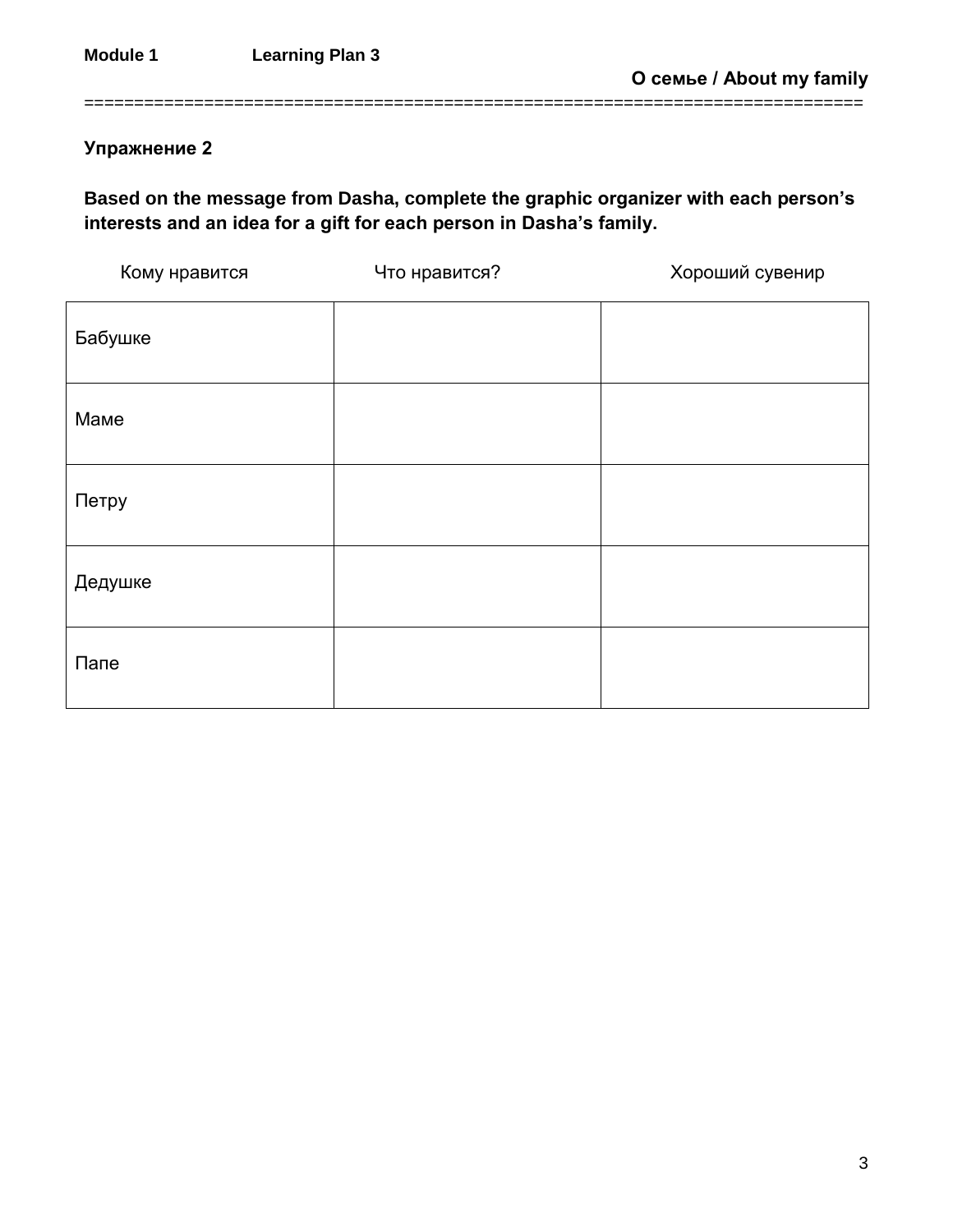## Упражнение 2

**Based on the message from Dasha, complete the graphic organizer with each person's interests and an idea for a gift for each person in Dasha's family.**

| Кому нравится | Что нравится? | Хороший сувенир |
|---|---|---|
| Бабушке | | |
| Маме | | |
| Петру | | |
| Дедушке | | |
| Папе | | |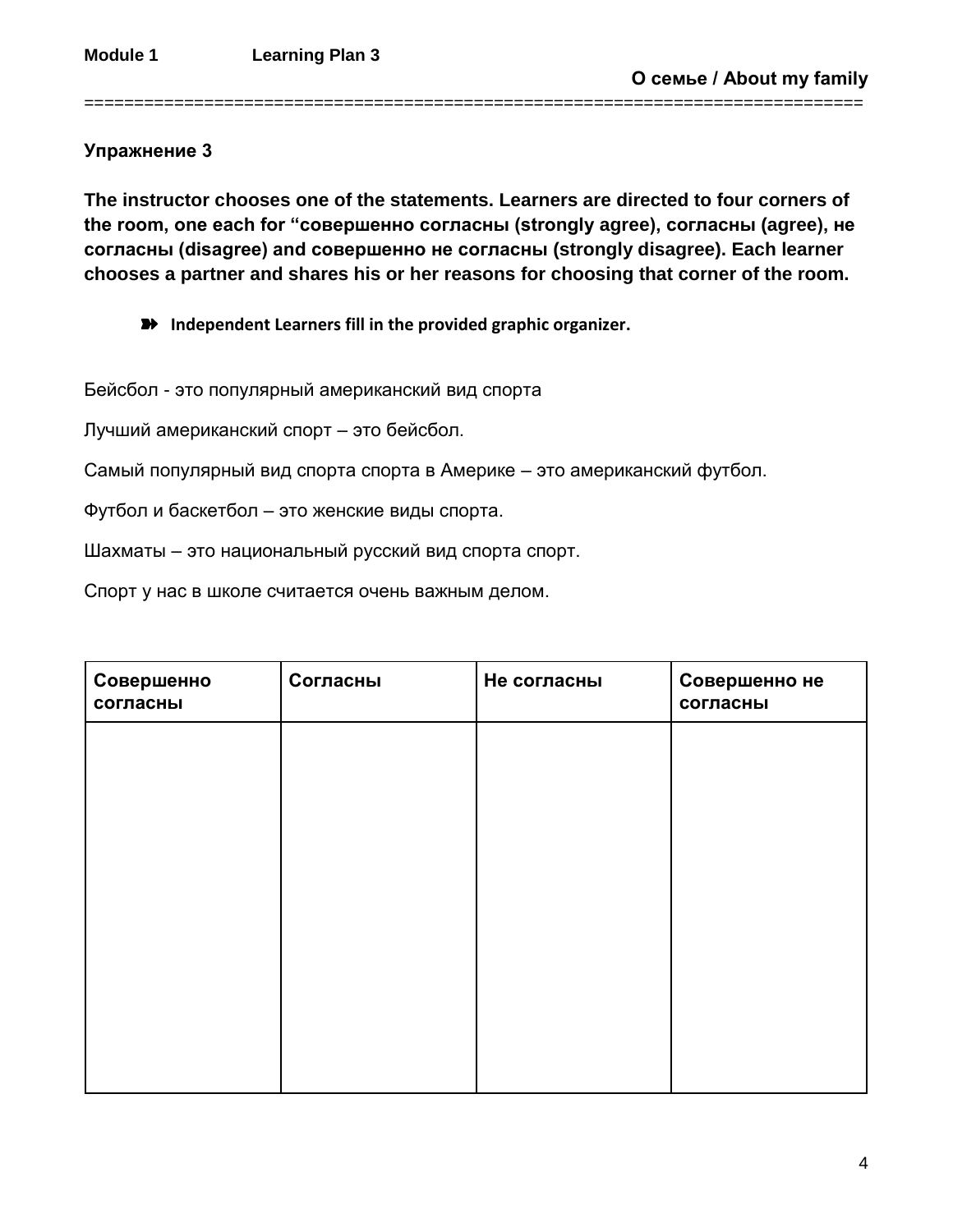**Упражнение 3**

**The instructor chooses one of the statements. Learners are directed to four corners of the room, one each for “совершенно согласны (strongly agree), согласны (agree), не согласны (disagree) and совершенно не согласны (strongly disagree). Each learner chooses a partner and shares his or her reasons for choosing that corner of the room.**

- **Independent Learners fill in the provided graphic organizer.**

Бейсбол - это популярный американский вид спорта

Лучший американский спорт – это бейсбол.

Самый популярный вид спорта спорта в Америке – это американский футбол.

Футбол и баскетбол – это женские виды спорта.

Шахматы – это национальный русский вид спорта спорт.

Спорт у нас в школе считается очень важным делом.

| **Совершенно согласны** | **Согласны** | **Не согласны** | **Совершенно не согласны** |
|---|---|---|---|
| | | | |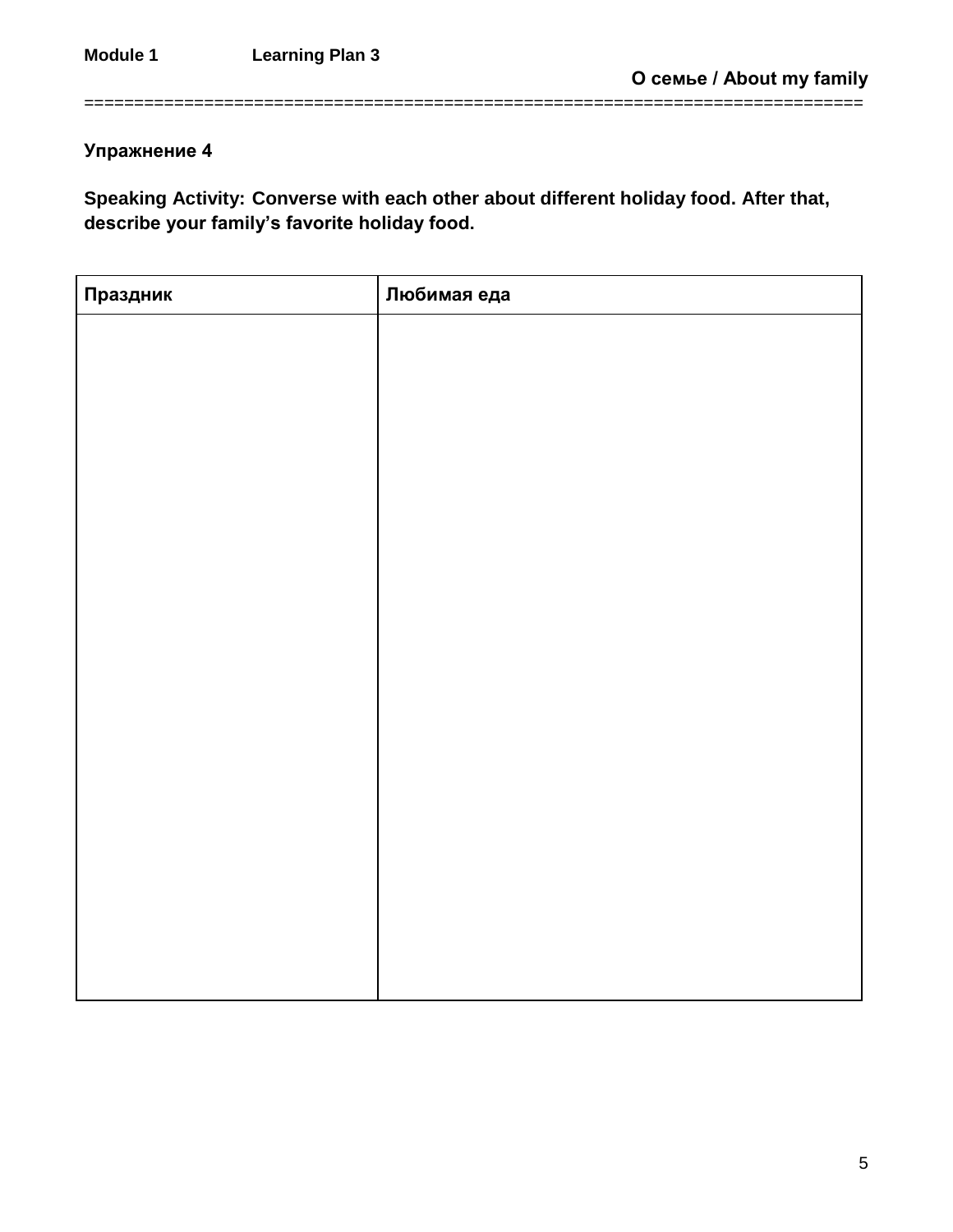### Упражнение 4

**Speaking Activity: Converse with each other about different holiday food. After that, describe your family's favorite holiday food.**

| Праздник | Любимая еда |
|---|---|
| | |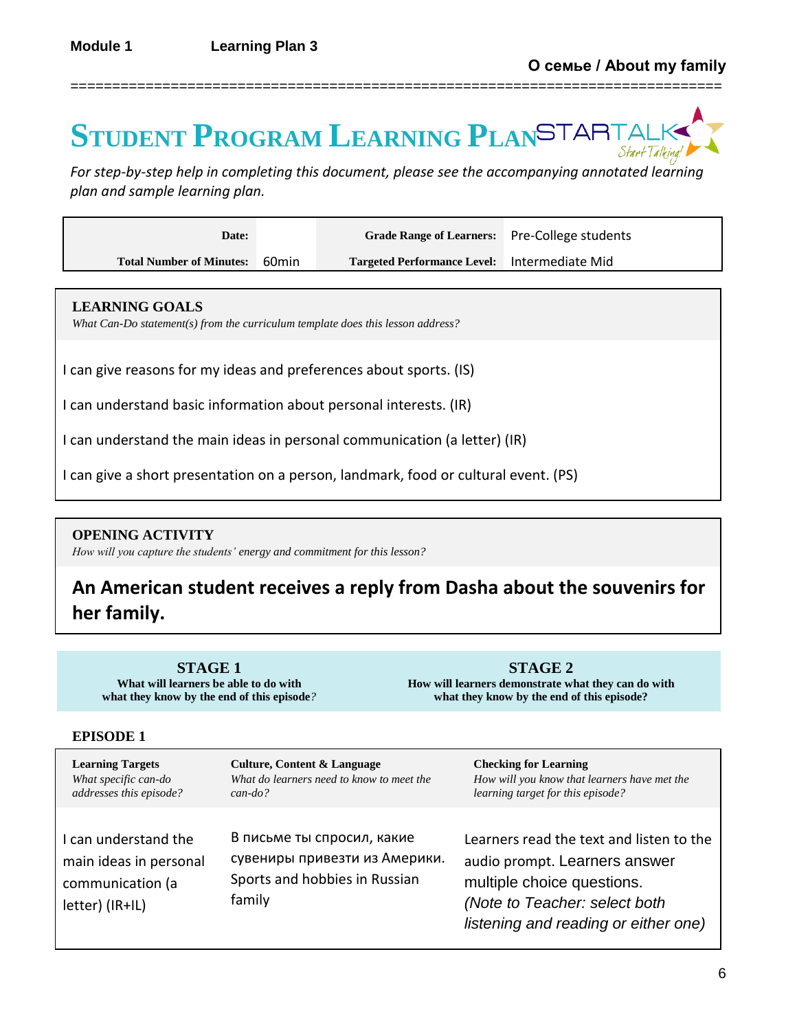**Module 1** **Learning Plan 3**

**О семье / About my family**

# STUDENT PROGRAM LEARNING PLAN

STARTALK Start Talking!

*For step-by-step help in completing this document, please see the accompanying annotated learning plan and sample learning plan.*

| **Date:** | | **Grade Range of Learners:** | Pre-College students |
|---|---|---|---|
| **Total Number of Minutes:** | 60min | **Targeted Performance Level:** | Intermediate Mid |

## LEARNING GOALS

*What Can-Do statement(s) from the curriculum template does this lesson address?*

I can give reasons for my ideas and preferences about sports. (IS)

I can understand basic information about personal interests. (IR)

I can understand the main ideas in personal communication (a letter) (IR)

I can give a short presentation on a person, landmark, food or cultural event. (PS)

## OPENING ACTIVITY

*How will you capture the students' energy and commitment for this lesson?*

**An American student receives a reply from Dasha about the souvenirs for her family.**

| **STAGE 1**<br>What will learners be able to do with what they know by the end of this episode? | **STAGE 2**<br>How will learners demonstrate what they can do with what they know by the end of this episode? |
|---|---|

### EPISODE 1

| **Learning Targets**<br>*What specific can-do addresses this episode?* | **Culture, Content & Language**<br>*What do learners need to know to meet the can-do?* | **Checking for Learning**<br>*How will you know that learners have met the learning target for this episode?* |
|---|---|---|
| I can understand the main ideas in personal communication (a letter) (IR+IL) | В письме ты спросил, какие сувениры привезти из Америки. Sports and hobbies in Russian family | Learners read the text and listen to the audio prompt. Learners answer multiple choice questions. *(Note to Teacher: select both listening and reading or either one)* |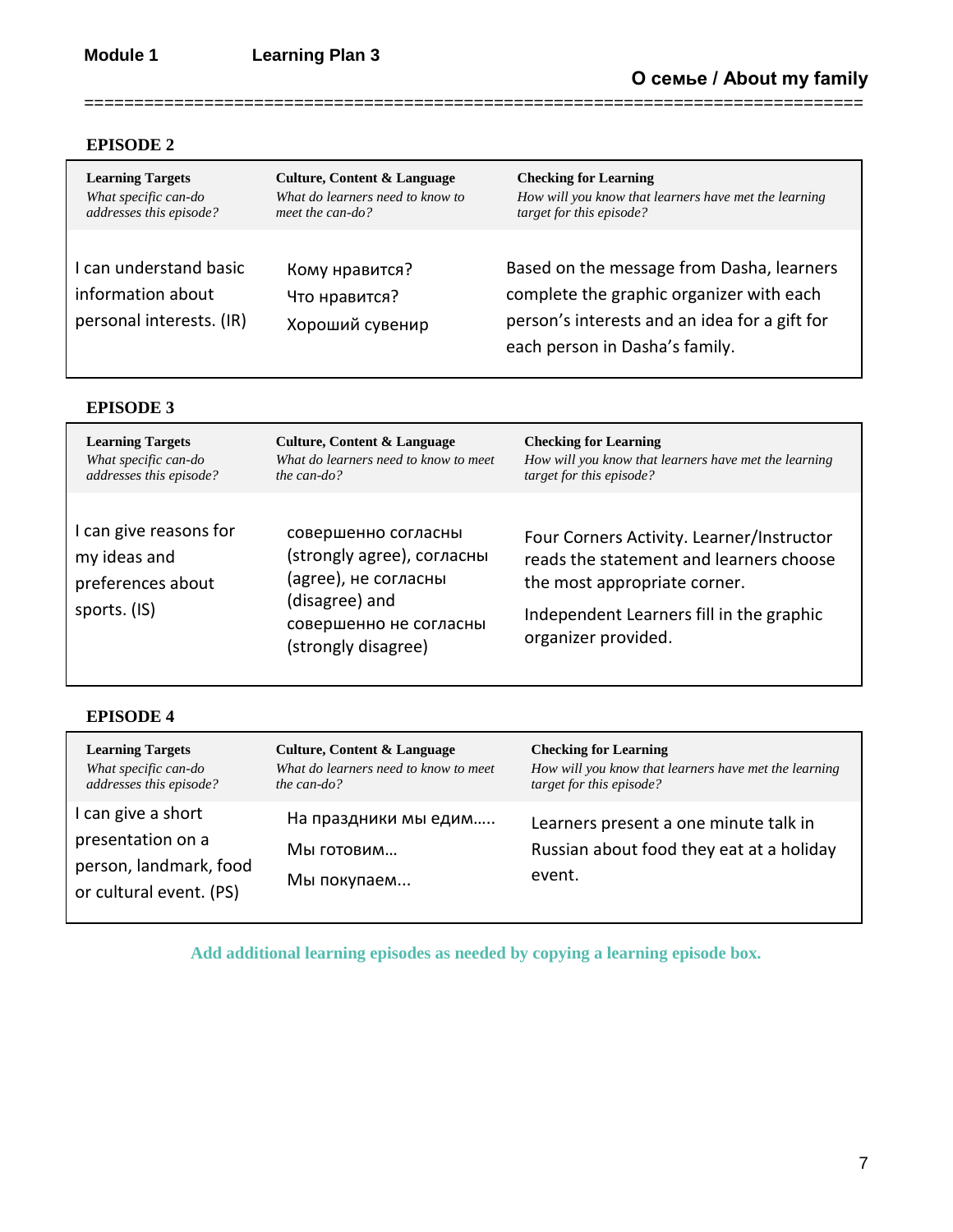**Module 1** **Learning Plan 3**

**О семье / About my family**

===========================================================================

### EPISODE 2

| **Learning Targets** *What specific can-do addresses this episode?* | **Culture, Content & Language** *What do learners need to know to meet the can-do?* | **Checking for Learning** *How will you know that learners have met the learning target for this episode?* |
|---|---|---|
| I can understand basic information about personal interests. (IR) | Кому нравится?<br>Что нравится?<br>Хороший сувенир | Based on the message from Dasha, learners complete the graphic organizer with each person's interests and an idea for a gift for each person in Dasha's family. |

### EPISODE 3

| **Learning Targets** *What specific can-do addresses this episode?* | **Culture, Content & Language** *What do learners need to know to meet the can-do?* | **Checking for Learning** *How will you know that learners have met the learning target for this episode?* |
|---|---|---|
| I can give reasons for my ideas and preferences about sports. (IS) | совершенно согласны (strongly agree), согласны (agree), не согласны (disagree) and совершенно не согласны (strongly disagree) | Four Corners Activity. Learner/Instructor reads the statement and learners choose the most appropriate corner.<br>Independent Learners fill in the graphic organizer provided. |

### EPISODE 4

| **Learning Targets** *What specific can-do addresses this episode?* | **Culture, Content & Language** *What do learners need to know to meet the can-do?* | **Checking for Learning** *How will you know that learners have met the learning target for this episode?* |
|---|---|---|
| I can give a short presentation on a person, landmark, food or cultural event. (PS) | На праздники мы едим…..<br>Мы готовим…<br>Мы покупаем... | Learners present a one minute talk in Russian about food they eat at a holiday event. |

**Add additional learning episodes as needed by copying a learning episode box.**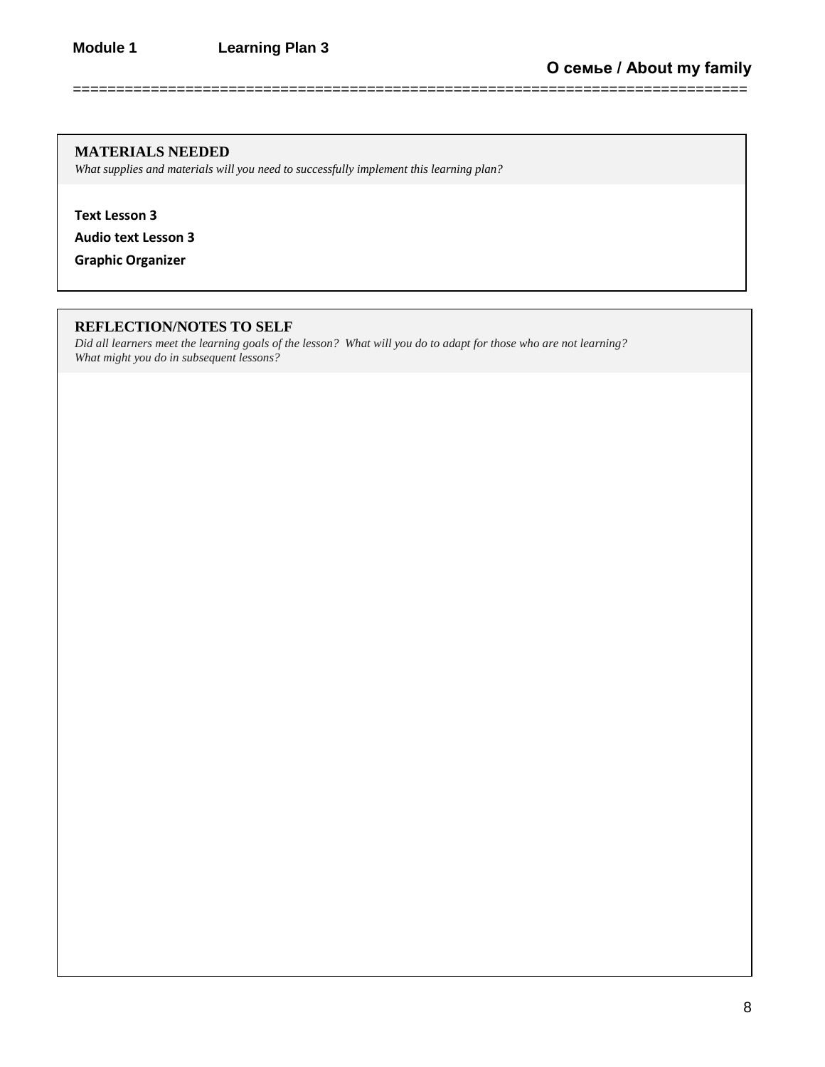**Module 1** **Learning Plan 3**

**О семье / About my family**

## MATERIALS NEEDED

*What supplies and materials will you need to successfully implement this learning plan?*

**Text Lesson 3**

**Audio text Lesson 3**

**Graphic Organizer**

## REFLECTION/NOTES TO SELF

*Did all learners meet the learning goals of the lesson? What will you do to adapt for those who are not learning? What might you do in subsequent lessons?*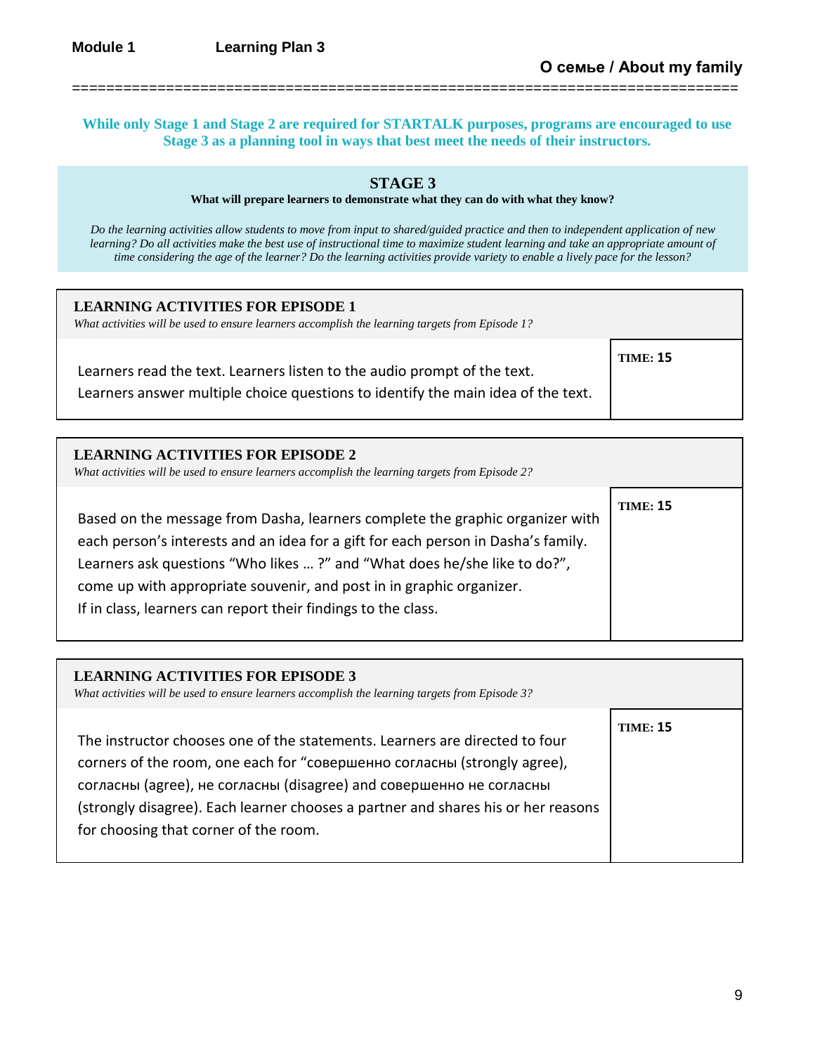**Module 1** **Learning Plan 3**

**О семье / About my family**

**While only Stage 1 and Stage 2 are required for STARTALK purposes, programs are encouraged to use Stage 3 as a planning tool in ways that best meet the needs of their instructors.**

## STAGE 3

**What will prepare learners to demonstrate what they can do with what they know?**

*Do the learning activities allow students to move from input to shared/guided practice and then to independent application of new learning? Do all activities make the best use of instructional time to maximize student learning and take an appropriate amount of time considering the age of the learner? Do the learning activities provide variety to enable a lively pace for the lesson?*

### LEARNING ACTIVITIES FOR EPISODE 1

*What activities will be used to ensure learners accomplish the learning targets from Episode 1?*

| | |
|---|---|
| Learners read the text. Learners listen to the audio prompt of the text.<br>Learners answer multiple choice questions to identify the main idea of the text. | **TIME: 15** |

### LEARNING ACTIVITIES FOR EPISODE 2

*What activities will be used to ensure learners accomplish the learning targets from Episode 2?*

| | |
|---|---|
| Based on the message from Dasha, learners complete the graphic organizer with each person's interests and an idea for a gift for each person in Dasha's family. Learners ask questions "Who likes … ?" and "What does he/she like to do?", come up with appropriate souvenir, and post in in graphic organizer.<br>If in class, learners can report their findings to the class. | **TIME: 15** |

### LEARNING ACTIVITIES FOR EPISODE 3

*What activities will be used to ensure learners accomplish the learning targets from Episode 3?*

| | |
|---|---|
| The instructor chooses one of the statements. Learners are directed to four corners of the room, one each for "совершенно согласны (strongly agree), согласны (agree), не согласны (disagree) and совершенно не согласны (strongly disagree). Each learner chooses a partner and shares his or her reasons for choosing that corner of the room. | **TIME: 15** |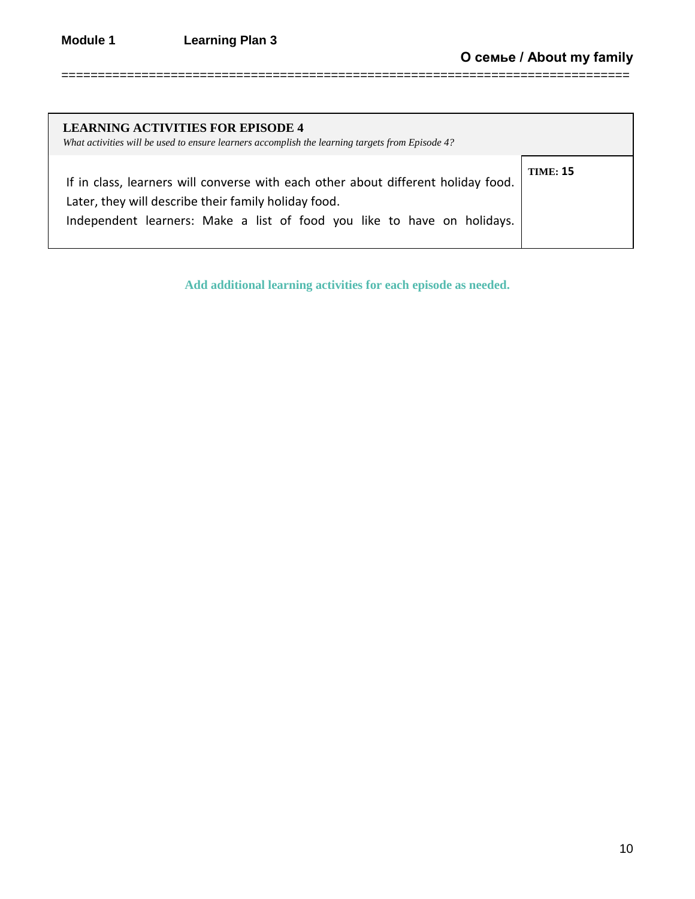| LEARNING ACTIVITIES FOR EPISODE 4<br>*What activities will be used to ensure learners accomplish the learning targets from Episode 4?* | |
|---|---|
| If in class, learners will converse with each other about different holiday food. Later, they will describe their family holiday food.<br>Independent learners: Make a list of food you like to have on holidays. | **TIME: 15** |

**Add additional learning activities for each episode as needed.**